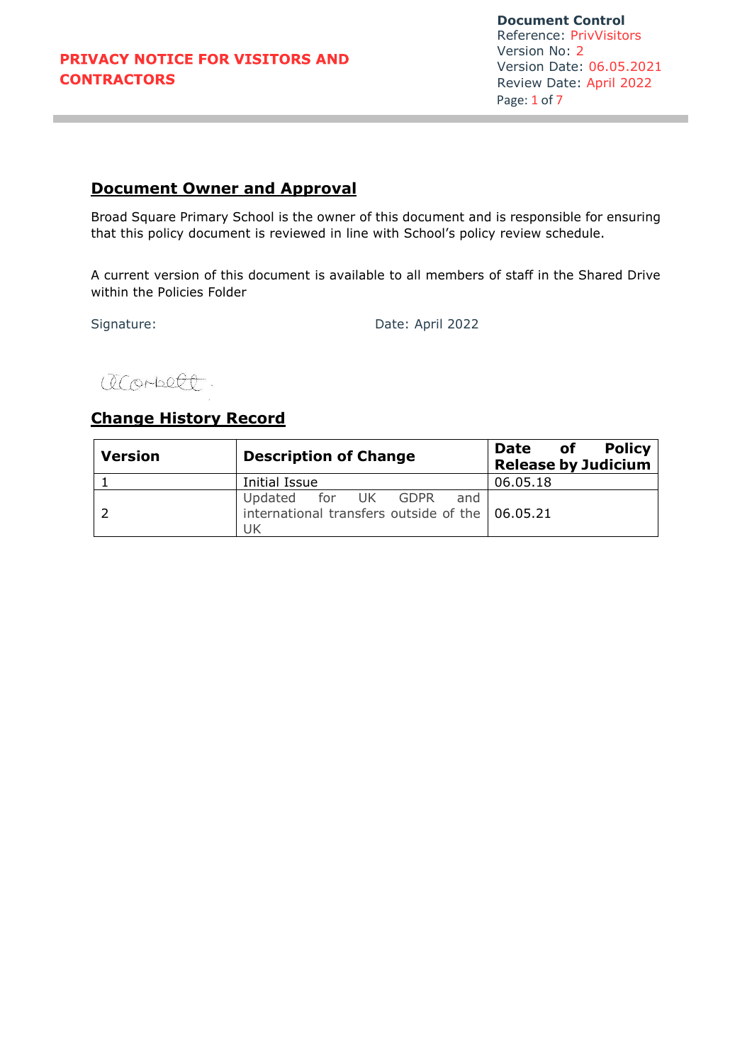# PRIVACY NOTICE FOR VISITORS AND CONTRACTORS

**Document Control**
Reference: PrivVisitors
Version No: 2
Version Date: 06.05.2021
Review Date: April 2022

## Document Owner and Approval

Broad Square Primary School is the owner of this document and is responsible for ensuring that this policy document is reviewed in line with School's policy review schedule.

A current version of this document is available to all members of staff in the Shared Drive within the Policies Folder

Signature: Date: April 2022

ACorbett.

## Change History Record

| Version | Description of Change | Date of Policy Release by Judicium |
|---|---|---|
| 1 | Initial Issue | 06.05.18 |
| 2 | Updated for UK GDPR and international transfers outside of the UK | 06.05.21 |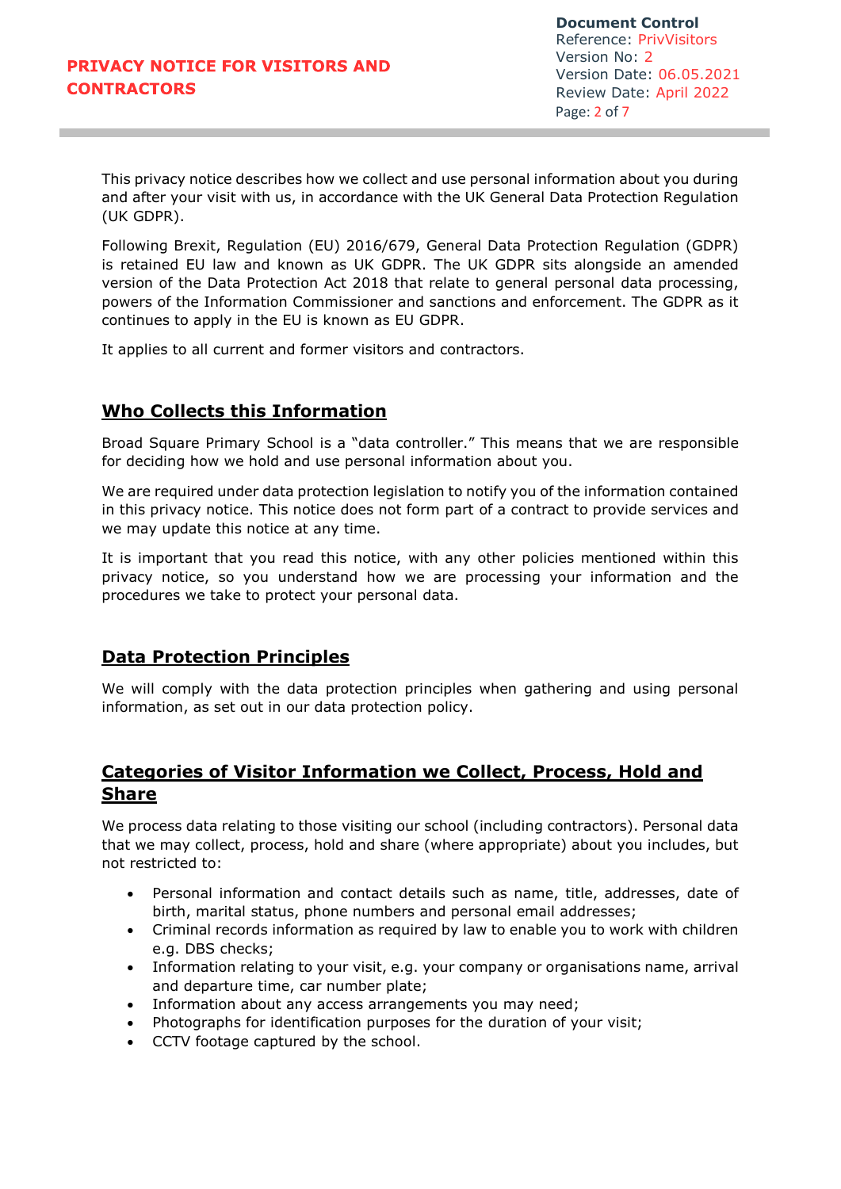This privacy notice describes how we collect and use personal information about you during and after your visit with us, in accordance with the UK General Data Protection Regulation (UK GDPR).

Following Brexit, Regulation (EU) 2016/679, General Data Protection Regulation (GDPR) is retained EU law and known as UK GDPR. The UK GDPR sits alongside an amended version of the Data Protection Act 2018 that relate to general personal data processing, powers of the Information Commissioner and sanctions and enforcement. The GDPR as it continues to apply in the EU is known as EU GDPR.

It applies to all current and former visitors and contractors.

## Who Collects this Information

Broad Square Primary School is a "data controller." This means that we are responsible for deciding how we hold and use personal information about you.

We are required under data protection legislation to notify you of the information contained in this privacy notice. This notice does not form part of a contract to provide services and we may update this notice at any time.

It is important that you read this notice, with any other policies mentioned within this privacy notice, so you understand how we are processing your information and the procedures we take to protect your personal data.

## Data Protection Principles

We will comply with the data protection principles when gathering and using personal information, as set out in our data protection policy.

## Categories of Visitor Information we Collect, Process, Hold and Share

We process data relating to those visiting our school (including contractors). Personal data that we may collect, process, hold and share (where appropriate) about you includes, but not restricted to:

- Personal information and contact details such as name, title, addresses, date of birth, marital status, phone numbers and personal email addresses;
- Criminal records information as required by law to enable you to work with children e.g. DBS checks;
- Information relating to your visit, e.g. your company or organisations name, arrival and departure time, car number plate;
- Information about any access arrangements you may need;
- Photographs for identification purposes for the duration of your visit;
- CCTV footage captured by the school.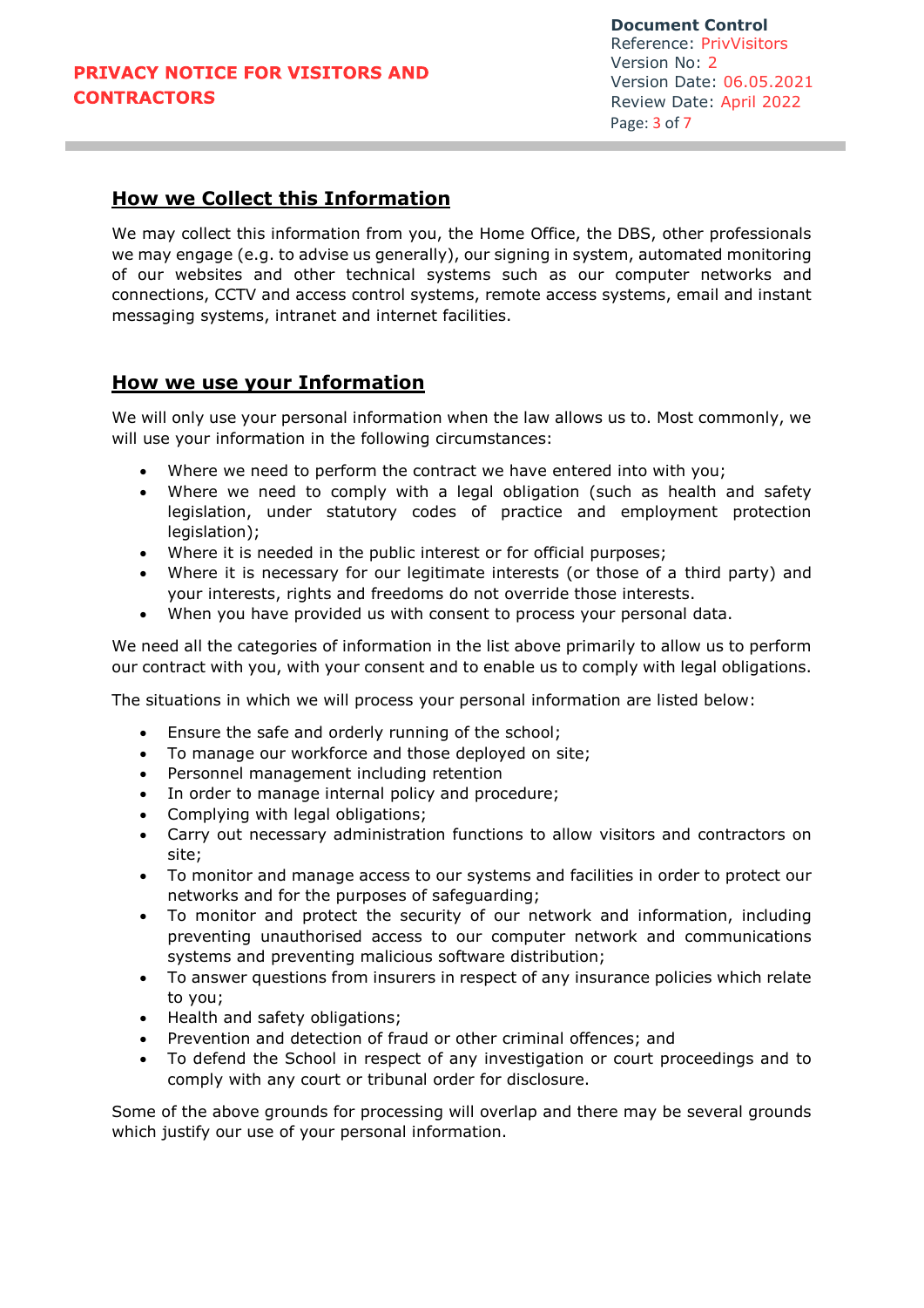## How we Collect this Information

We may collect this information from you, the Home Office, the DBS, other professionals we may engage (e.g. to advise us generally), our signing in system, automated monitoring of our websites and other technical systems such as our computer networks and connections, CCTV and access control systems, remote access systems, email and instant messaging systems, intranet and internet facilities.

## How we use your Information

We will only use your personal information when the law allows us to. Most commonly, we will use your information in the following circumstances:

- Where we need to perform the contract we have entered into with you;
- Where we need to comply with a legal obligation (such as health and safety legislation, under statutory codes of practice and employment protection legislation);
- Where it is needed in the public interest or for official purposes;
- Where it is necessary for our legitimate interests (or those of a third party) and your interests, rights and freedoms do not override those interests.
- When you have provided us with consent to process your personal data.

We need all the categories of information in the list above primarily to allow us to perform our contract with you, with your consent and to enable us to comply with legal obligations.

The situations in which we will process your personal information are listed below:

- Ensure the safe and orderly running of the school;
- To manage our workforce and those deployed on site;
- Personnel management including retention
- In order to manage internal policy and procedure;
- Complying with legal obligations;
- Carry out necessary administration functions to allow visitors and contractors on site;
- To monitor and manage access to our systems and facilities in order to protect our networks and for the purposes of safeguarding;
- To monitor and protect the security of our network and information, including preventing unauthorised access to our computer network and communications systems and preventing malicious software distribution;
- To answer questions from insurers in respect of any insurance policies which relate to you;
- Health and safety obligations;
- Prevention and detection of fraud or other criminal offences; and
- To defend the School in respect of any investigation or court proceedings and to comply with any court or tribunal order for disclosure.

Some of the above grounds for processing will overlap and there may be several grounds which justify our use of your personal information.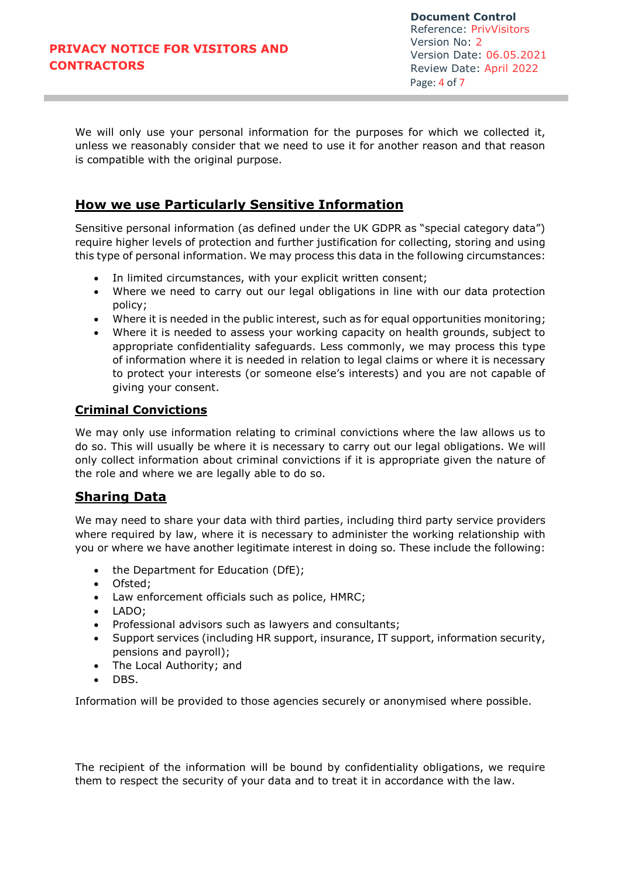We will only use your personal information for the purposes for which we collected it, unless we reasonably consider that we need to use it for another reason and that reason is compatible with the original purpose.

## How we use Particularly Sensitive Information

Sensitive personal information (as defined under the UK GDPR as "special category data") require higher levels of protection and further justification for collecting, storing and using this type of personal information. We may process this data in the following circumstances:

- In limited circumstances, with your explicit written consent;
- Where we need to carry out our legal obligations in line with our data protection policy;
- Where it is needed in the public interest, such as for equal opportunities monitoring;
- Where it is needed to assess your working capacity on health grounds, subject to appropriate confidentiality safeguards. Less commonly, we may process this type of information where it is needed in relation to legal claims or where it is necessary to protect your interests (or someone else's interests) and you are not capable of giving your consent.

## Criminal Convictions

We may only use information relating to criminal convictions where the law allows us to do so. This will usually be where it is necessary to carry out our legal obligations. We will only collect information about criminal convictions if it is appropriate given the nature of the role and where we are legally able to do so.

## Sharing Data

We may need to share your data with third parties, including third party service providers where required by law, where it is necessary to administer the working relationship with you or where we have another legitimate interest in doing so. These include the following:

- the Department for Education (DfE);
- Ofsted;
- Law enforcement officials such as police, HMRC;
- LADO;
- Professional advisors such as lawyers and consultants;
- Support services (including HR support, insurance, IT support, information security, pensions and payroll);
- The Local Authority; and
- DBS.

Information will be provided to those agencies securely or anonymised where possible.

The recipient of the information will be bound by confidentiality obligations, we require them to respect the security of your data and to treat it in accordance with the law.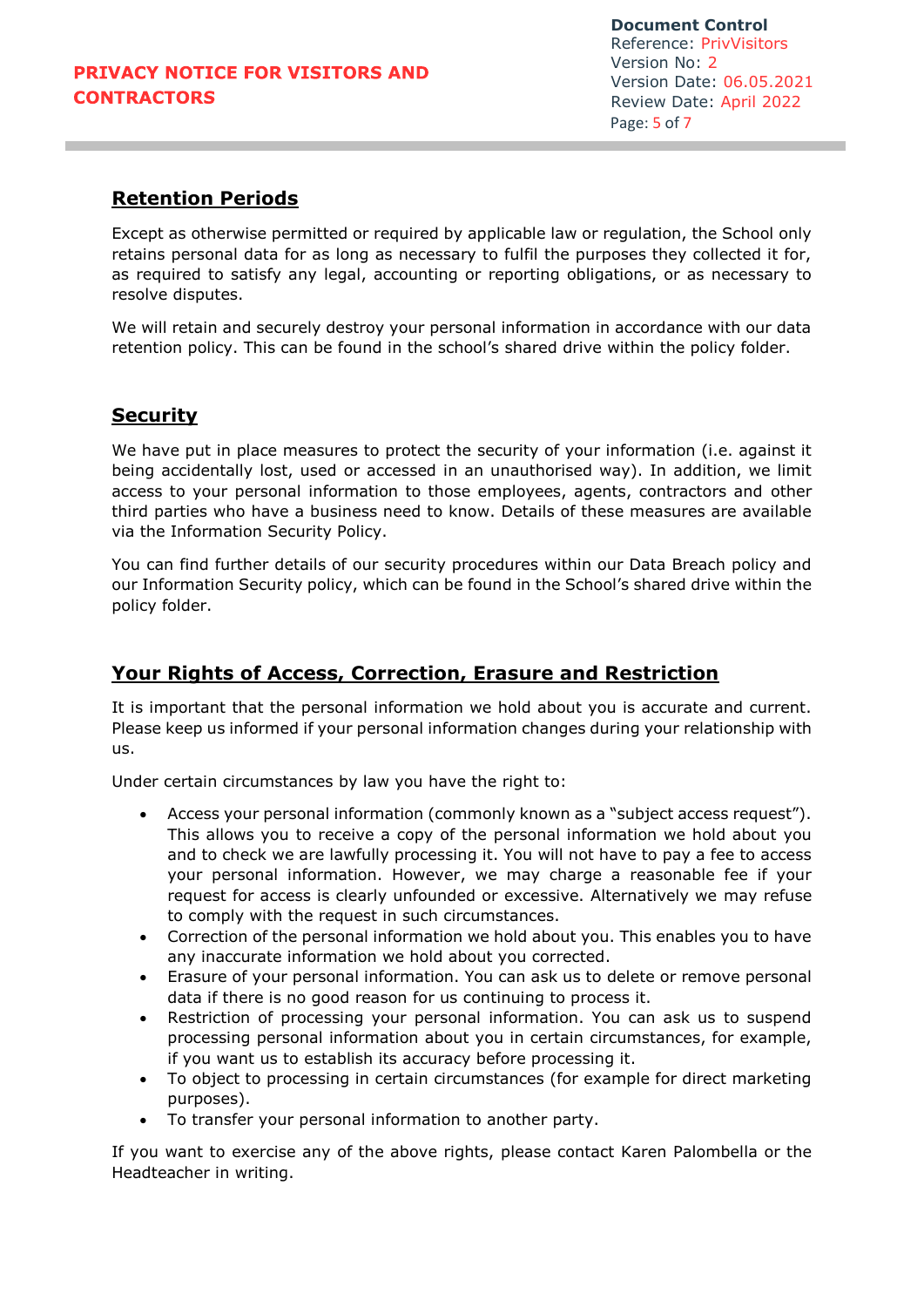## Retention Periods

Except as otherwise permitted or required by applicable law or regulation, the School only retains personal data for as long as necessary to fulfil the purposes they collected it for, as required to satisfy any legal, accounting or reporting obligations, or as necessary to resolve disputes.

We will retain and securely destroy your personal information in accordance with our data retention policy. This can be found in the school's shared drive within the policy folder.

## Security

We have put in place measures to protect the security of your information (i.e. against it being accidentally lost, used or accessed in an unauthorised way). In addition, we limit access to your personal information to those employees, agents, contractors and other third parties who have a business need to know. Details of these measures are available via the Information Security Policy.

You can find further details of our security procedures within our Data Breach policy and our Information Security policy, which can be found in the School's shared drive within the policy folder.

## Your Rights of Access, Correction, Erasure and Restriction

It is important that the personal information we hold about you is accurate and current. Please keep us informed if your personal information changes during your relationship with us.

Under certain circumstances by law you have the right to:

- Access your personal information (commonly known as a "subject access request"). This allows you to receive a copy of the personal information we hold about you and to check we are lawfully processing it. You will not have to pay a fee to access your personal information. However, we may charge a reasonable fee if your request for access is clearly unfounded or excessive. Alternatively we may refuse to comply with the request in such circumstances.
- Correction of the personal information we hold about you. This enables you to have any inaccurate information we hold about you corrected.
- Erasure of your personal information. You can ask us to delete or remove personal data if there is no good reason for us continuing to process it.
- Restriction of processing your personal information. You can ask us to suspend processing personal information about you in certain circumstances, for example, if you want us to establish its accuracy before processing it.
- To object to processing in certain circumstances (for example for direct marketing purposes).
- To transfer your personal information to another party.

If you want to exercise any of the above rights, please contact Karen Palombella or the Headteacher in writing.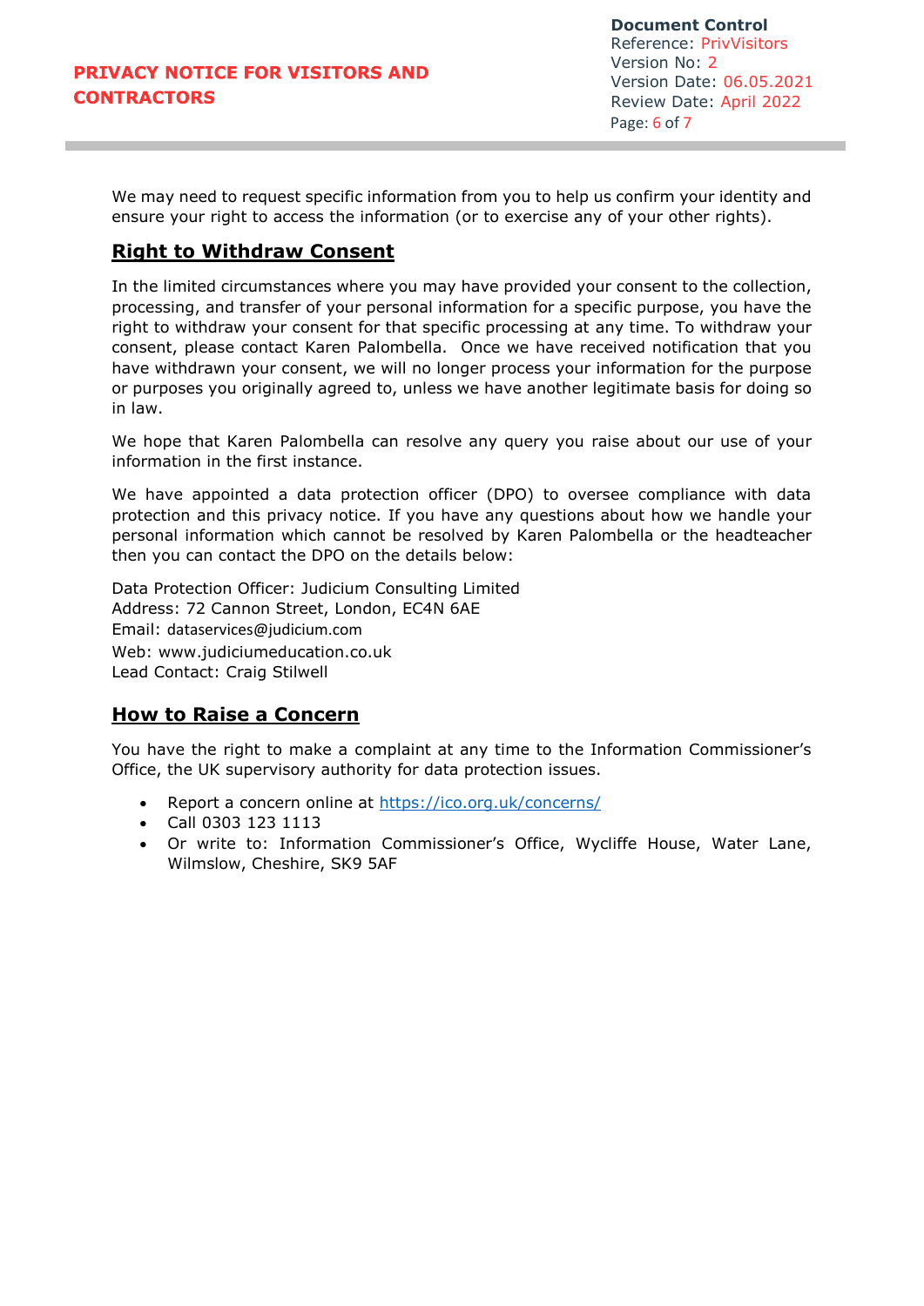We may need to request specific information from you to help us confirm your identity and ensure your right to access the information (or to exercise any of your other rights).

## Right to Withdraw Consent

In the limited circumstances where you may have provided your consent to the collection, processing, and transfer of your personal information for a specific purpose, you have the right to withdraw your consent for that specific processing at any time. To withdraw your consent, please contact Karen Palombella. Once we have received notification that you have withdrawn your consent, we will no longer process your information for the purpose or purposes you originally agreed to, unless we have another legitimate basis for doing so in law.

We hope that Karen Palombella can resolve any query you raise about our use of your information in the first instance.

We have appointed a data protection officer (DPO) to oversee compliance with data protection and this privacy notice. If you have any questions about how we handle your personal information which cannot be resolved by Karen Palombella or the headteacher then you can contact the DPO on the details below:

Data Protection Officer: Judicium Consulting Limited
Address: 72 Cannon Street, London, EC4N 6AE
Email: dataservices@judicium.com
Web: www.judiciumeducation.co.uk
Lead Contact: Craig Stilwell

## How to Raise a Concern

You have the right to make a complaint at any time to the Information Commissioner's Office, the UK supervisory authority for data protection issues.

- Report a concern online at https://ico.org.uk/concerns/
- Call 0303 123 1113
- Or write to: Information Commissioner's Office, Wycliffe House, Water Lane, Wilmslow, Cheshire, SK9 5AF